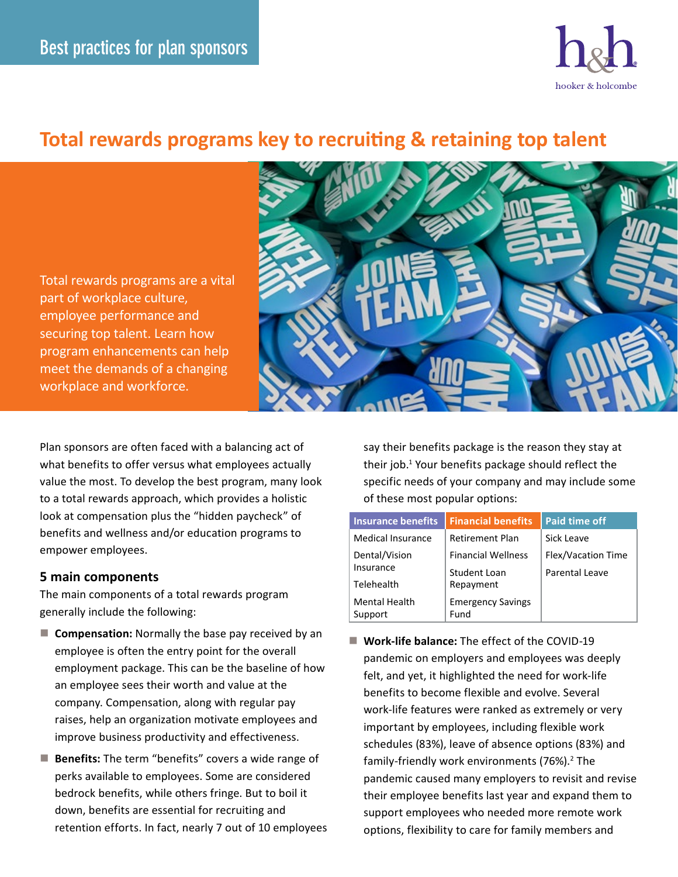Best practices for plan sponsors

# Total rewards programs key to recruiting & retaining top talent

Total rewards programs are a vital part of workplace culture, employee performance and securing top talent. Learn how program enhancements can help meet the demands of a changing workplace and workforce.

Plan sponsors are often faced with a balancing act of what benefits to offer versus what employees actually value the most. To develop the best program, many look to a total rewards approach, which provides a holistic look at compensation plus the "hidden paycheck" of benefits and wellness and/or education programs to empower employees.

## 5 main components

The main components of a total rewards program generally include the following:

- **Compensation:** Normally the base pay received by an employee is often the entry point for the overall employment package. This can be the baseline of how an employee sees their worth and value at the company. Compensation, along with regular pay raises, help an organization motivate employees and improve business productivity and effectiveness.
- **Benefits:** The term "benefits" covers a wide range of perks available to employees. Some are considered bedrock benefits, while others fringe. But to boil it down, benefits are essential for recruiting and retention efforts. In fact, nearly 7 out of 10 employees say their benefits package is the reason they stay at their job.[1] Your benefits package should reflect the specific needs of your company and may include some of these most popular options:

| Insurance benefits | Financial benefits | Paid time off |
|---|---|---|
| Medical Insurance | Retirement Plan | Sick Leave |
| Dental/Vision Insurance | Financial Wellness | Flex/Vacation Time |
| Telehealth | Student Loan Repayment | Parental Leave |
| Mental Health Support | Emergency Savings Fund | |

- **Work-life balance:** The effect of the COVID-19 pandemic on employers and employees was deeply felt, and yet, it highlighted the need for work-life benefits to become flexible and evolve. Several work-life features were ranked as extremely or very important by employees, including flexible work schedules (83%), leave of absence options (83%) and family-friendly work environments (76%).[2] The pandemic caused many employers to revisit and revise their employee benefits last year and expand them to support employees who needed more remote work options, flexibility to care for family members and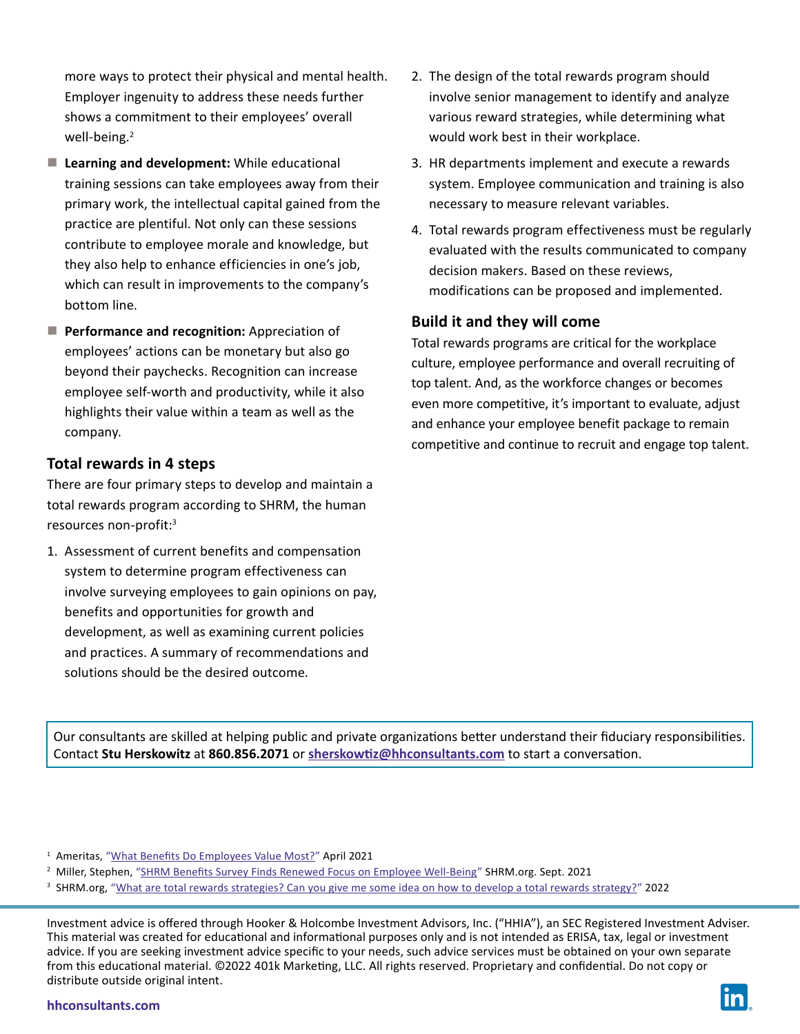more ways to protect their physical and mental health. Employer ingenuity to address these needs further shows a commitment to their employees' overall well-being.[2]

- **Learning and development:** While educational training sessions can take employees away from their primary work, the intellectual capital gained from the practice are plentiful. Not only can these sessions contribute to employee morale and knowledge, but they also help to enhance efficiencies in one's job, which can result in improvements to the company's bottom line.
- **Performance and recognition:** Appreciation of employees' actions can be monetary but also go beyond their paychecks. Recognition can increase employee self-worth and productivity, while it also highlights their value within a team as well as the company.

## Total rewards in 4 steps

There are four primary steps to develop and maintain a total rewards program according to SHRM, the human resources non-profit:[3]

1. Assessment of current benefits and compensation system to determine program effectiveness can involve surveying employees to gain opinions on pay, benefits and opportunities for growth and development, as well as examining current policies and practices. A summary of recommendations and solutions should be the desired outcome.
2. The design of the total rewards program should involve senior management to identify and analyze various reward strategies, while determining what would work best in their workplace.
3. HR departments implement and execute a rewards system. Employee communication and training is also necessary to measure relevant variables.
4. Total rewards program effectiveness must be regularly evaluated with the results communicated to company decision makers. Based on these reviews, modifications can be proposed and implemented.

## Build it and they will come

Total rewards programs are critical for the workplace culture, employee performance and overall recruiting of top talent. And, as the workforce changes or becomes even more competitive, it's important to evaluate, adjust and enhance your employee benefit package to remain competitive and continue to recruit and engage top talent.

Our consultants are skilled at helping public and private organizations better understand their fiduciary responsibilities. Contact **Stu Herskowitz** at **860.856.2071** or **sherskowtiz@hhconsultants.com** to start a conversation.

[1] Ameritas, "What Benefits Do Employees Value Most?" April 2021

[2] Miller, Stephen, "SHRM Benefits Survey Finds Renewed Focus on Employee Well-Being" SHRM.org. Sept. 2021

[3] SHRM.org, "What are total rewards strategies? Can you give me some idea on how to develop a total rewards strategy?" 2022

Investment advice is offered through Hooker & Holcombe Investment Advisors, Inc. ("HHIA"), an SEC Registered Investment Adviser. This material was created for educational and informational purposes only and is not intended as ERISA, tax, legal or investment advice. If you are seeking investment advice specific to your needs, such advice services must be obtained on your own separate from this educational material. ©2022 401k Marketing, LLC. All rights reserved. Proprietary and confidential. Do not copy or distribute outside original intent.

hhconsultants.com